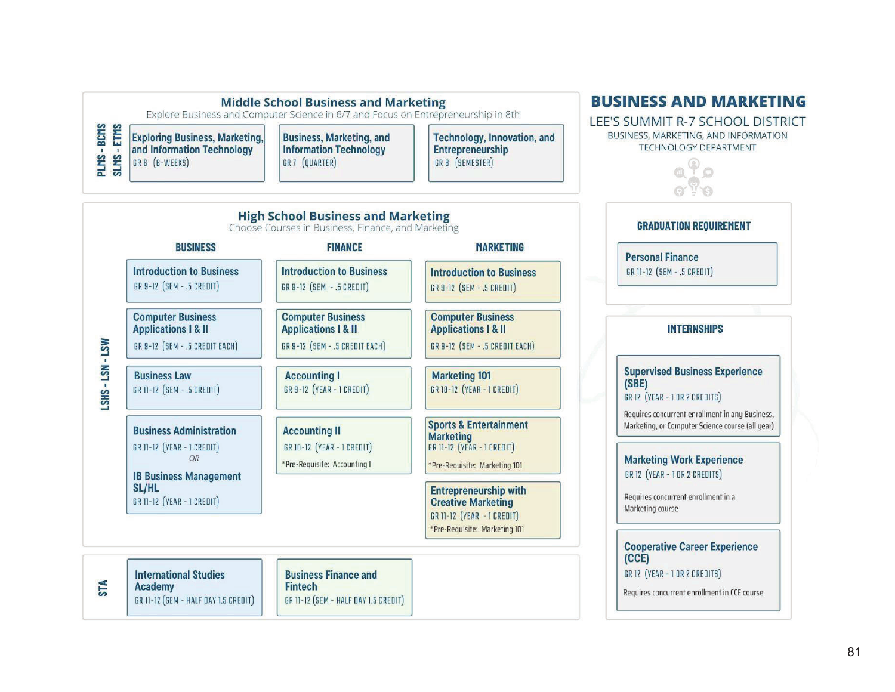# BUSINESS AND MARKETING

LEE'S SUMMIT R-7 SCHOOL DISTRICT

BUSINESS, MARKETING, AND INFORMATION TECHNOLOGY DEPARTMENT

## Middle School Business and Marketing

Explore Business and Computer Science in 6/7 and Focus on Entrepreneurship in 8th

**PLMS - BCMS / SLMS - ETMS**

| Exploring Business, Marketing, and Information Technology | Business, Marketing, and Information Technology | Technology, Innovation, and Entrepreneurship |
|---|---|---|
| GR 6 (6-WEEKS) | GR 7 (QUARTER) | GR 8 (SEMESTER) |

## High School Business and Marketing

Choose Courses in Business, Finance, and Marketing

**LSHS - LSN - LSW**

| BUSINESS | FINANCE | MARKETING |
|---|---|---|
| **Introduction to Business** GR 9-12 (SEM - .5 CREDIT) | **Introduction to Business** GR 9-12 (SEM - .5 CREDIT) | **Introduction to Business** GR 9-12 (SEM - .5 CREDIT) |
| **Computer Business Applications I & II** GR 9-12 (SEM - .5 CREDIT EACH) | **Computer Business Applications I & II** GR 9-12 (SEM - .5 CREDIT EACH) | **Computer Business Applications I & II** GR 9-12 (SEM - .5 CREDIT EACH) |
| **Business Law** GR 11-12 (SEM - .5 CREDIT) | **Accounting I** GR 9-12 (YEAR - 1 CREDIT) | **Marketing 101** GR 10-12 (YEAR - 1 CREDIT) |
| **Business Administration** GR 11-12 (YEAR - 1 CREDIT) *OR* **IB Business Management SL/HL** GR 11-12 (YEAR - 1 CREDIT) | **Accounting II** GR 10-12 (YEAR - 1 CREDIT) *Pre-Requisite: Accounting I | **Sports & Entertainment Marketing** GR 11-12 (YEAR - 1 CREDIT) *Pre-Requisite: Marketing 101 |
| | | **Entrepreneurship with Creative Marketing** GR 11-12 (YEAR - 1 CREDIT) *Pre-Requisite: Marketing 101 |

**STA**

| International Studies Academy | Business Finance and Fintech |
|---|---|
| GR 11-12 (SEM - HALF DAY 1.5 CREDIT) | GR 11-12 (SEM - HALF DAY 1.5 CREDIT) |

## GRADUATION REQUIREMENT

**Personal Finance**
GR 11-12 (SEM - .5 CREDIT)

## INTERNSHIPS

**Supervised Business Experience (SBE)**
GR 12 (YEAR - 1 OR 2 CREDITS)
Requires concurrent enrollment in any Business, Marketing, or Computer Science course (all year)

**Marketing Work Experience**
GR 12 (YEAR - 1 OR 2 CREDITS)
Requires concurrent enrollment in a Marketing course

**Cooperative Career Experience (CCE)**
GR 12 (YEAR - 1 OR 2 CREDITS)
Requires concurrent enrollment in CCE course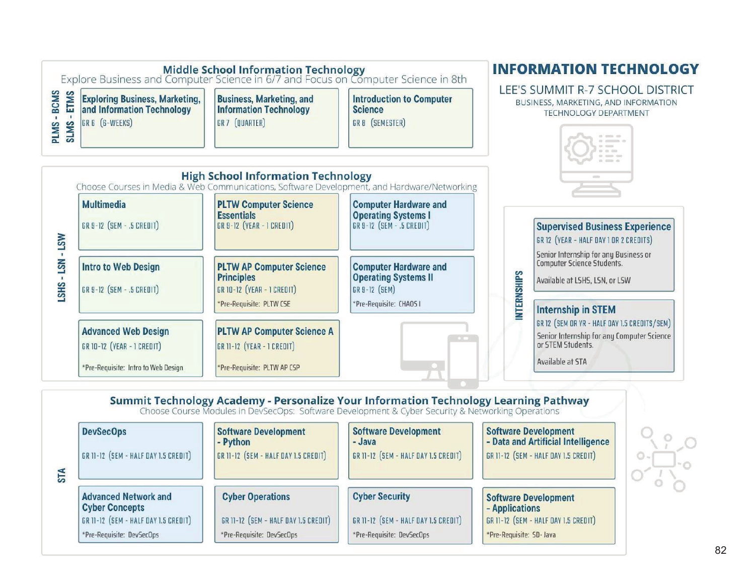# INFORMATION TECHNOLOGY

LEE'S SUMMIT R-7 SCHOOL DISTRICT

BUSINESS, MARKETING, AND INFORMATION TECHNOLOGY DEPARTMENT

## Middle School Information Technology

Explore Business and Computer Science in 6/7 and Focus on Computer Science in 8th

PLMS - BCMS / SLMS - ETMS

- **Exploring Business, Marketing, and Information Technology** — GR 6 (6-WEEKS)
- **Business, Marketing, and Information Technology** — GR 7 (QUARTER)
- **Introduction to Computer Science** — GR 8 (SEMESTER)

## High School Information Technology

Choose Courses in Media & Web Communications, Software Development, and Hardware/Networking

LSHS - LSN - LSW

- **Multimedia** — GR 9-12 (SEM - .5 CREDIT)
- **Intro to Web Design** — GR 9-12 (SEM - .5 CREDIT)
- **Advanced Web Design** — GR 10-12 (YEAR - 1 CREDIT)
  *Pre-Requisite: Intro to Web Design
- **PLTW Computer Science Essentials** — GR 9-12 (YEAR - 1 CREDIT)
- **PLTW AP Computer Science Principles** — GR 10-12 (YEAR - 1 CREDIT)
  *Pre-Requisite: PLTW CSE
- **PLTW AP Computer Science A** — GR 11-12 (YEAR - 1 CREDIT)
  *Pre-Requisite: PLTW AP CSP
- **Computer Hardware and Operating Systems I** — GR 9-12 (SEM - .5 CREDIT)
- **Computer Hardware and Operating Systems II** — GR 9-12 (SEM)
  *Pre-Requisite: CHAOS I

## INTERNSHIPS

- **Supervised Business Experience** — GR 12 (YEAR - HALF DAY 1 OR 2 CREDITS)
  Senior Internship for any Business or Computer Science Students.
  Available at LSHS, LSN, or LSW
- **Internship in STEM** — GR 12 (SEM OR YR - HALF DAY 1.5 CREDITS/SEM)
  Senior Internship for any Computer Science or STEM Students.
  Available at STA

## Summit Technology Academy - Personalize Your Information Technology Learning Pathway

Choose Course Modules in DevSecOps: Software Development & Cyber Security & Networking Operations

STA

- **DevSecOps** — GR 11-12 (SEM - HALF DAY 1.5 CREDIT)
- **Software Development - Python** — GR 11-12 (SEM - HALF DAY 1.5 CREDIT)
- **Software Development - Java** — GR 11-12 (SEM - HALF DAY 1.5 CREDIT)
- **Software Development - Data and Artificial Intelligence** — GR 11-12 (SEM - HALF DAY 1.5 CREDIT)
- **Advanced Network and Cyber Concepts** — GR 11-12 (SEM - HALF DAY 1.5 CREDIT)
  *Pre-Requisite: DevSecOps
- **Cyber Operations** — GR 11-12 (SEM - HALF DAY 1.5 CREDIT)
  *Pre-Requisite: DevSecOps
- **Cyber Security** — GR 11-12 (SEM - HALF DAY 1.5 CREDIT)
  *Pre-Requisite: DevSecOps
- **Software Development - Applications** — GR 11-12 (SEM - HALF DAY 1.5 CREDIT)
  *Pre-Requisite: SD- Java